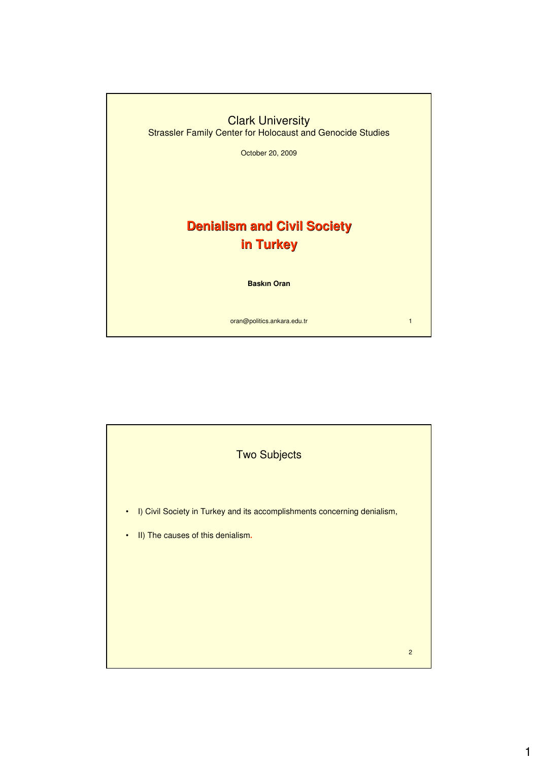Clark University

Strassler Family Center for Holocaust and Genocide Studies

October 20, 2009

# Denialism and Civil Society in Turkey

**Baskın Oran**

oran@politics.ankara.edu.tr

## Two Subjects

- I) Civil Society in Turkey and its accomplishments concerning denialism,
- II) The causes of this denialism.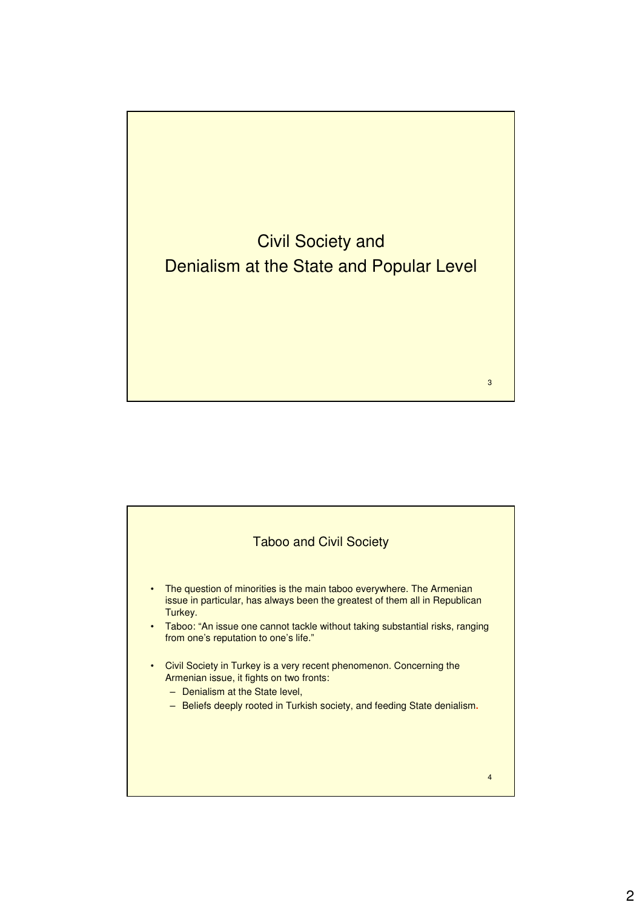# Civil Society and Denialism at the State and Popular Level

## Taboo and Civil Society

- The question of minorities is the main taboo everywhere. The Armenian issue in particular, has always been the greatest of them all in Republican Turkey.
- Taboo: "An issue one cannot tackle without taking substantial risks, ranging from one's reputation to one's life."
- Civil Society in Turkey is a very recent phenomenon. Concerning the Armenian issue, it fights on two fronts:
  - Denialism at the State level,
  - Beliefs deeply rooted in Turkish society, and feeding State denialism.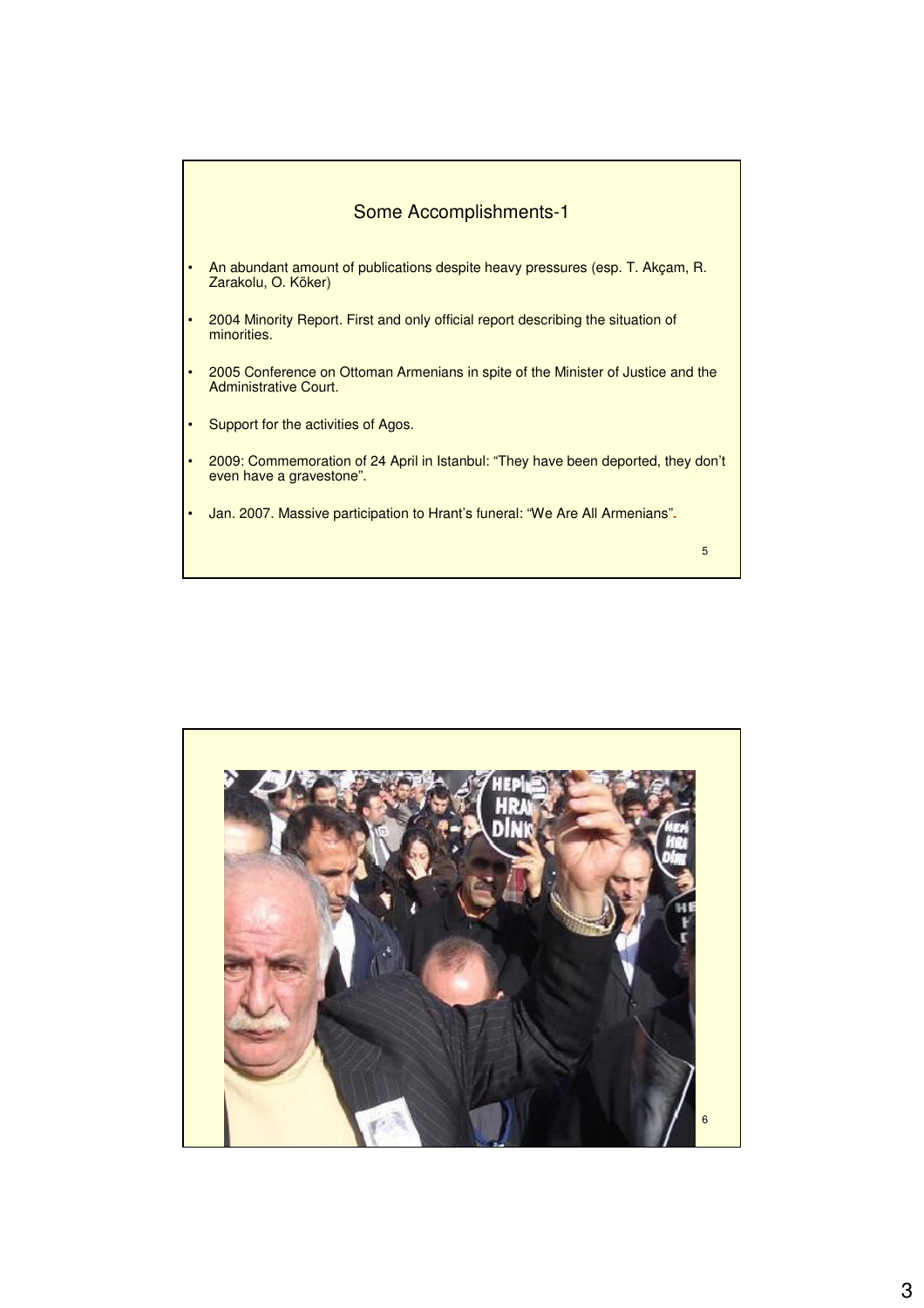## Some Accomplishments-1

- An abundant amount of publications despite heavy pressures (esp. T. Akçam, R. Zarakolu, O. Köker)
- 2004 Minority Report. First and only official report describing the situation of minorities.
- 2005 Conference on Ottoman Armenians in spite of the Minister of Justice and the Administrative Court.
- Support for the activities of Agos.
- 2009: Commemoration of 24 April in Istanbul: “They have been deported, they don’t even have a gravestone”.
- Jan. 2007. Massive participation to Hrant’s funeral: “We Are All Armenians”.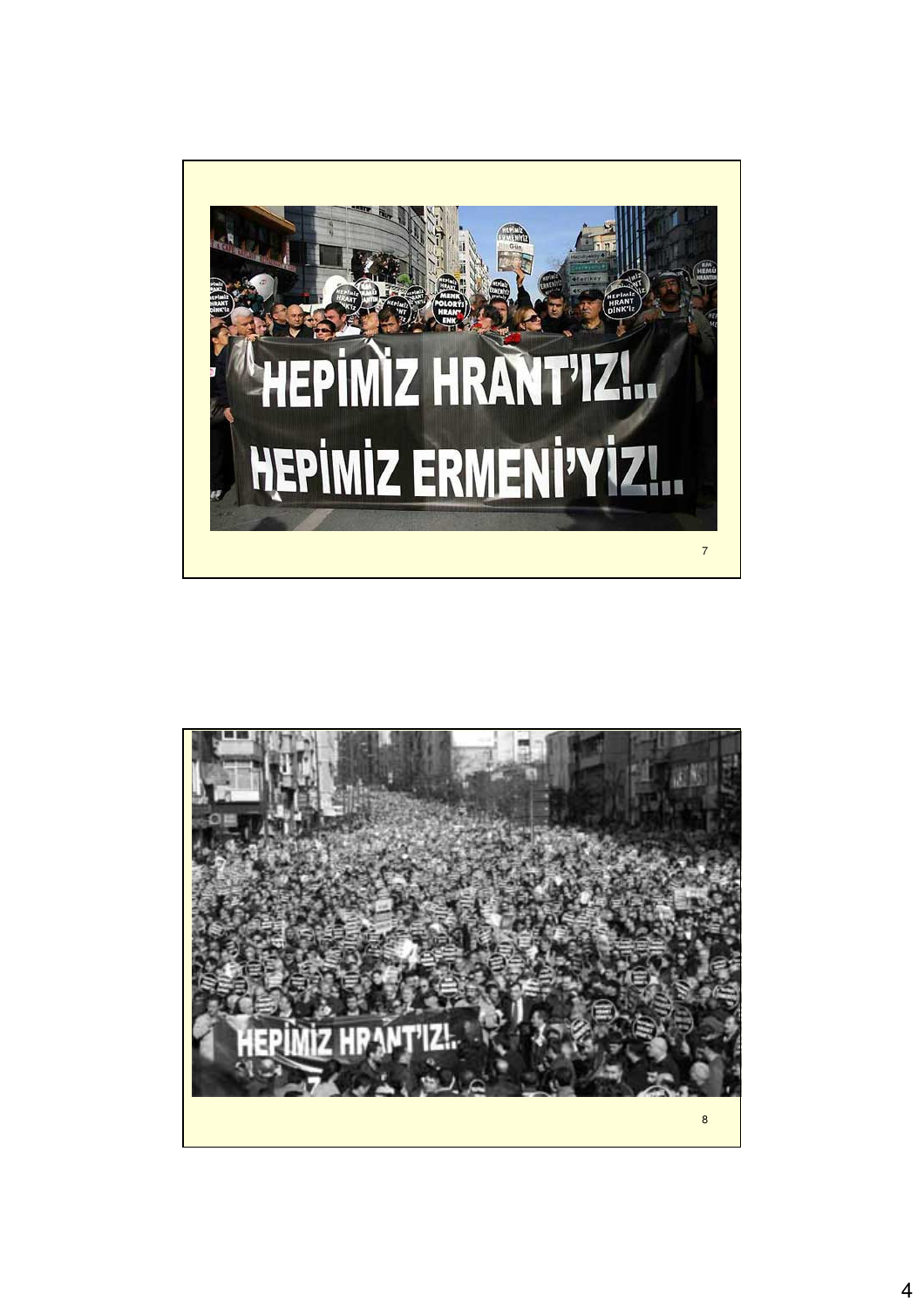HEPİMİZ HRANT'IZ!..

HEPİMİZ ERMENİ'YİZ!..

HEPİMİZ HRANT'IZ!..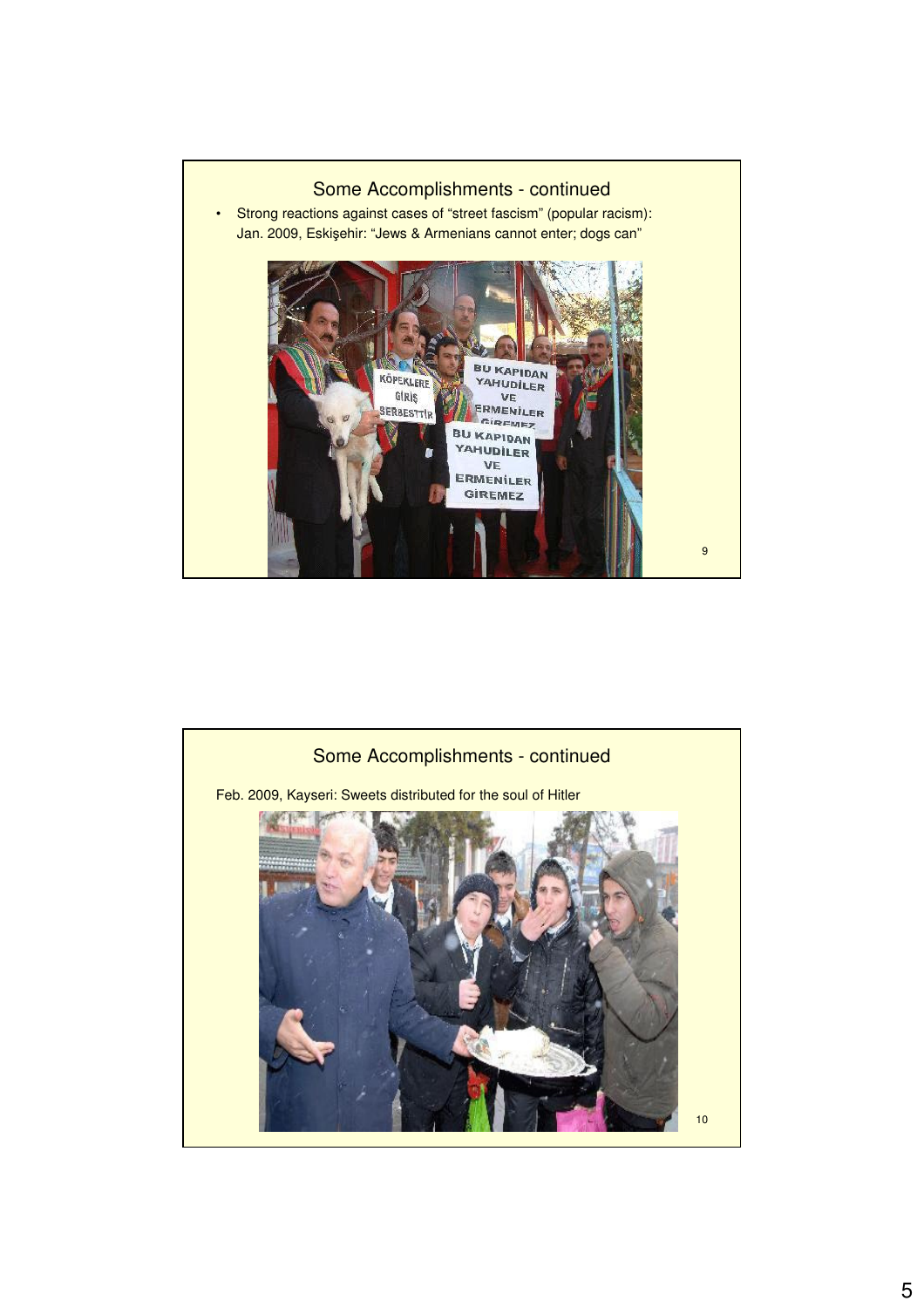## Some Accomplishments - continued

- Strong reactions against cases of "street fascism" (popular racism): Jan. 2009, Eskişehir: "Jews & Armenians cannot enter; dogs can"

## Some Accomplishments - continued

Feb. 2009, Kayseri: Sweets distributed for the soul of Hitler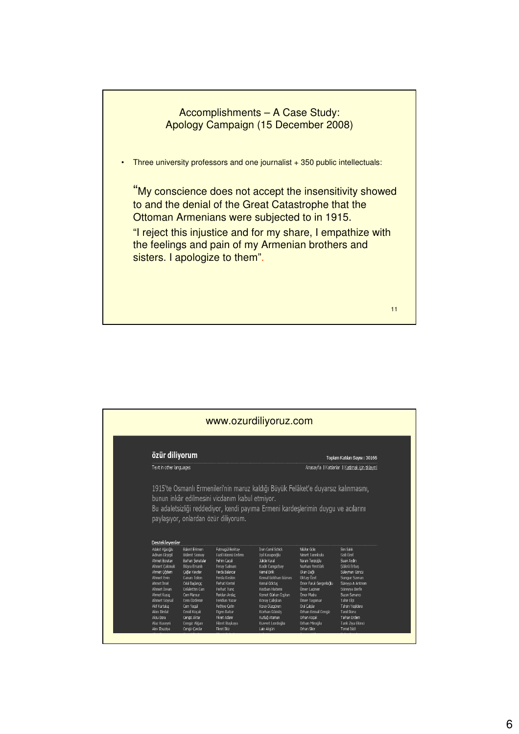## Accomplishments – A Case Study: Apology Campaign (15 December 2008)

- Three university professors and one journalist + 350 public intellectuals:

"My conscience does not accept the insensitivity showed to and the denial of the Great Catastrophe that the Ottoman Armenians were subjected to in 1915.

"I reject this injustice and for my share, I empathize with the feelings and pain of my Armenian brothers and sisters. I apologize to them".

## www.ozurdiliyoruz.com

**özür diliyorum**

Toplam Katılan Sayısı : 30165

Text in other languages

Anasayfa | Katılanlar | Katılmak için tıklayın!

1915'te Osmanlı Ermenileri'nin maruz kaldığı Büyük Felâket'e duyarsız kalınmasını, bunun inkâr edilmesini vicdanım kabul etmiyor.
Bu adaletsizliği reddediyor, kendi payıma Ermeni kardeşlerimin duygu ve acılarını paylaşıyor, onlardan özür diliyorum.

**Destekleyenler**

| | | | | | |
|---|---|---|---|---|---|
| Adalet Ağaoğlu | Bülent Erkmen | Fatmagül Berktay | İrvin Cemil Schick | Nilüfer Göle | Sırrı Sakık |
| Adnan Ekşigil | Bülent Somay | Fazıl Hüsnü Erdem | Işıl Kasapoğlu | Nimet Tanrıkulu | Soli Özel |
| Ahmet Boratav | Burhan Şenatalar | Fehim Caculi | Jülide Kural | Nuran Terzioğlu | Suavi Aydın |
| Ahmet Çakmak | Büşra Ersanlı | Feray Salman | Kadir Cangızbay | Nurhan Yentürk | Şükrü Erbaş |
| Ahmet Öğdem | Çağlar Keyder | Ferda Balancar | Kemal Birlik | Okan Dağlı | Süleyman Gündüz |
| Ahmet Evin | Canan Tolon | Ferda Keskin | Kemal Gökhan Gürses | Oktay Özel | Sungur Savran |
| Ahmet İnsel | Celal Başlangıç | Ferhat Kentel | Kemal Göktaş | Ömer Faruk Gergerlioğlu | Süreyya A Antmen |
| Ahmet İsvan | Celalettin Can | Ferhat Tunç | Kezban Hatemi | Ömer Laçiner | Süreyya Berfe |
| Ahmet Kuyaş | Cem Mansur | Feridun Andaç | Kıymet Gürkan Coşkun | Ömer Madra | Suzan Samancı |
| Ahmet Soysal | Cem Özdemir | Feridun Yazar | Koray Çalışkan | Ömer Taşgırar | Tahir Elçi |
| Akif Kurtuluş | Cem Yaşgül | Fethiye Çetin | Koray Düzgören | Oral Çalışlar | Tahsin Yeşildere |
| Akın Birdal | Cemil Koçak | Figen Batur | Korhan Gümüş | Orhan Kemal Cengiz | Tanıl Bora |
| Aksu Bora | Cengiz Aktar | Fikret Adanır | Kutluğ Ataman | Orhan Koçak | Tarhan Erdem |
| Alaz Kuseyri | Cengiz Algan | Fikret Başkaya | Kuvvet Lordoğlu | Orhan Miroğlu | Tarık Ziya Ekinci |
| Alev Ebuzziya | Cengiz Çandar | Fikret İlkiz | Lale Akgün | Orhan Silier | Temel İskit |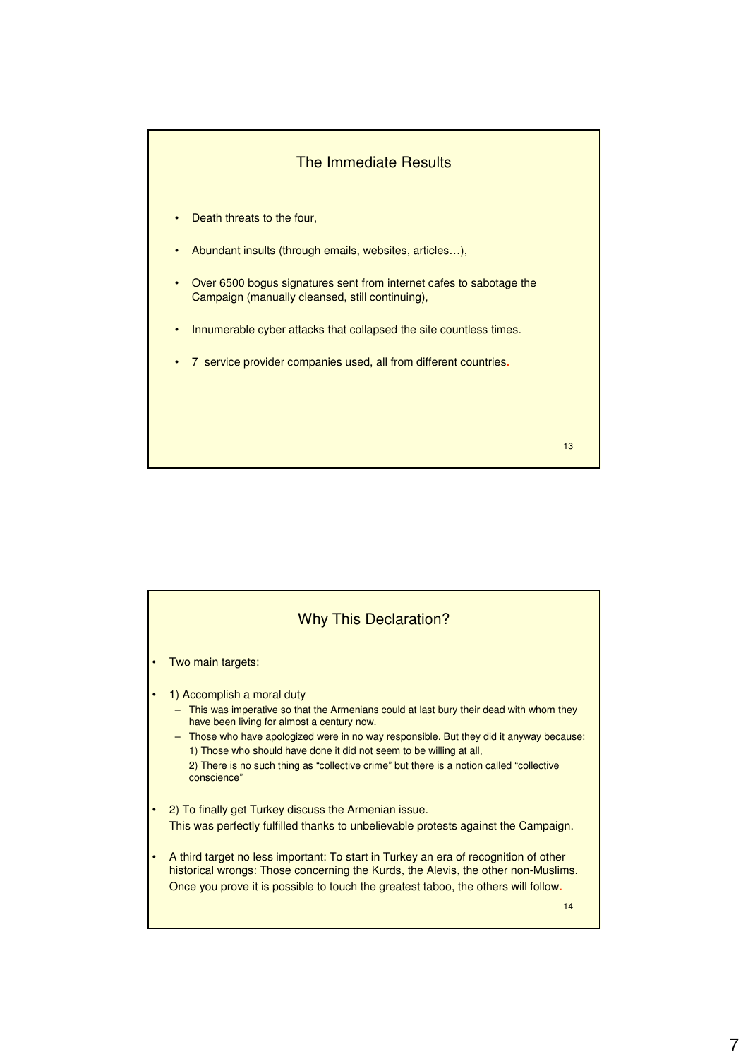## The Immediate Results

- Death threats to the four,
- Abundant insults (through emails, websites, articles…),
- Over 6500 bogus signatures sent from internet cafes to sabotage the Campaign (manually cleansed, still continuing),
- Innumerable cyber attacks that collapsed the site countless times.
- 7 service provider companies used, all from different countries.

## Why This Declaration?

- Two main targets:
- 1) Accomplish a moral duty
  - This was imperative so that the Armenians could at last bury their dead with whom they have been living for almost a century now.
  - Those who have apologized were in no way responsible. But they did it anyway because:
    1) Those who should have done it did not seem to be willing at all,
    2) There is no such thing as "collective crime" but there is a notion called "collective conscience"
- 2) To finally get Turkey discuss the Armenian issue.
  This was perfectly fulfilled thanks to unbelievable protests against the Campaign.
- A third target no less important: To start in Turkey an era of recognition of other historical wrongs: Those concerning the Kurds, the Alevis, the other non-Muslims. Once you prove it is possible to touch the greatest taboo, the others will follow.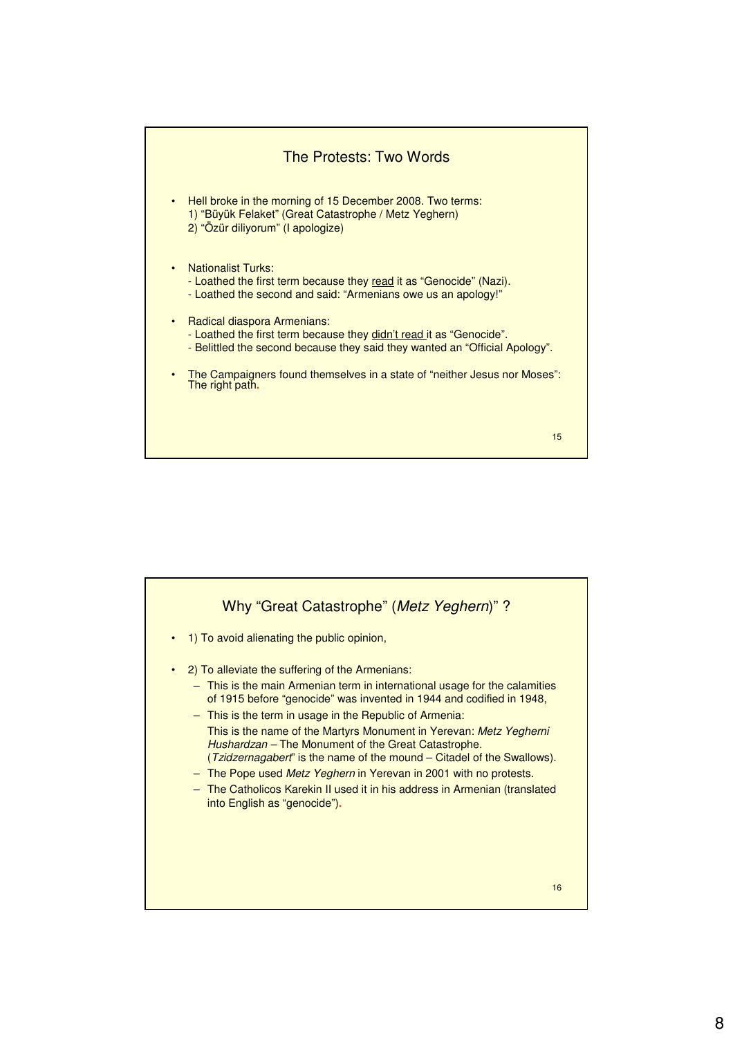## The Protests: Two Words

- Hell broke in the morning of 15 December 2008. Two terms:
  1) "Büyük Felaket" (Great Catastrophe / Metz Yeghern)
  2) "Özür diliyorum" (I apologize)

- Nationalist Turks:
  - Loathed the first term because they read it as "Genocide" (Nazi).
  - Loathed the second and said: "Armenians owe us an apology!"

- Radical diaspora Armenians:
  - Loathed the first term because they didn't read it as "Genocide".
  - Belittled the second because they said they wanted an "Official Apology".

- The Campaigners found themselves in a state of "neither Jesus nor Moses": The right path.

## Why "Great Catastrophe" (*Metz Yeghern*) ?

- 1) To avoid alienating the public opinion,

- 2) To alleviate the suffering of the Armenians:
  - This is the main Armenian term in international usage for the calamities of 1915 before "genocide" was invented in 1944 and codified in 1948,
  - This is the term in usage in the Republic of Armenia:
    This is the name of the Martyrs Monument in Yerevan: *Metz Yegherni Hushardzan* – The Monument of the Great Catastrophe.
    (*Tzidzernagabert*" is the name of the mound – Citadel of the Swallows).
  - The Pope used *Metz Yeghern* in Yerevan in 2001 with no protests.
  - The Catholicos Karekin II used it in his address in Armenian (translated into English as "genocide").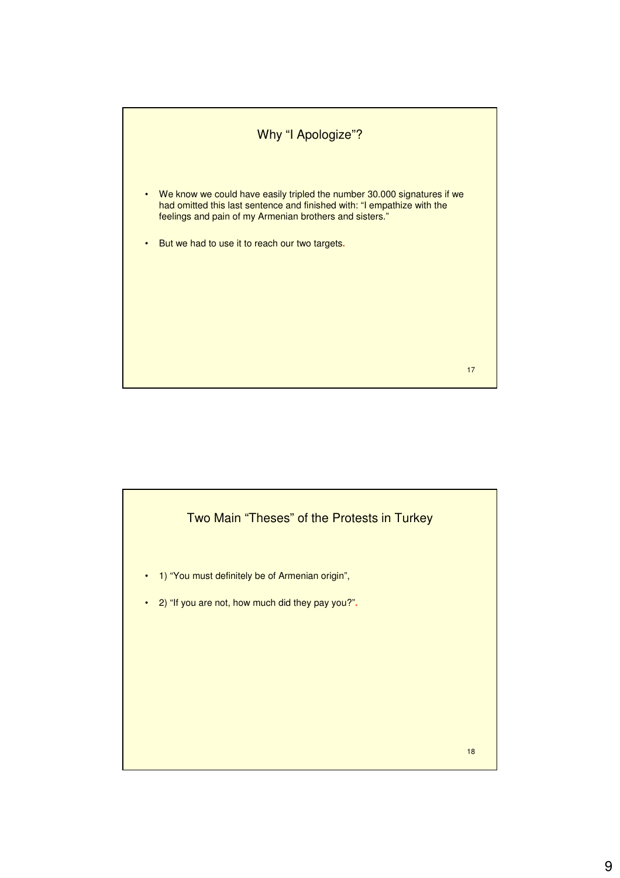## Why "I Apologize"?

- We know we could have easily tripled the number 30.000 signatures if we had omitted this last sentence and finished with: "I empathize with the feelings and pain of my Armenian brothers and sisters."
- But we had to use it to reach our two targets.

## Two Main "Theses" of the Protests in Turkey

- 1) "You must definitely be of Armenian origin",
- 2) "If you are not, how much did they pay you?".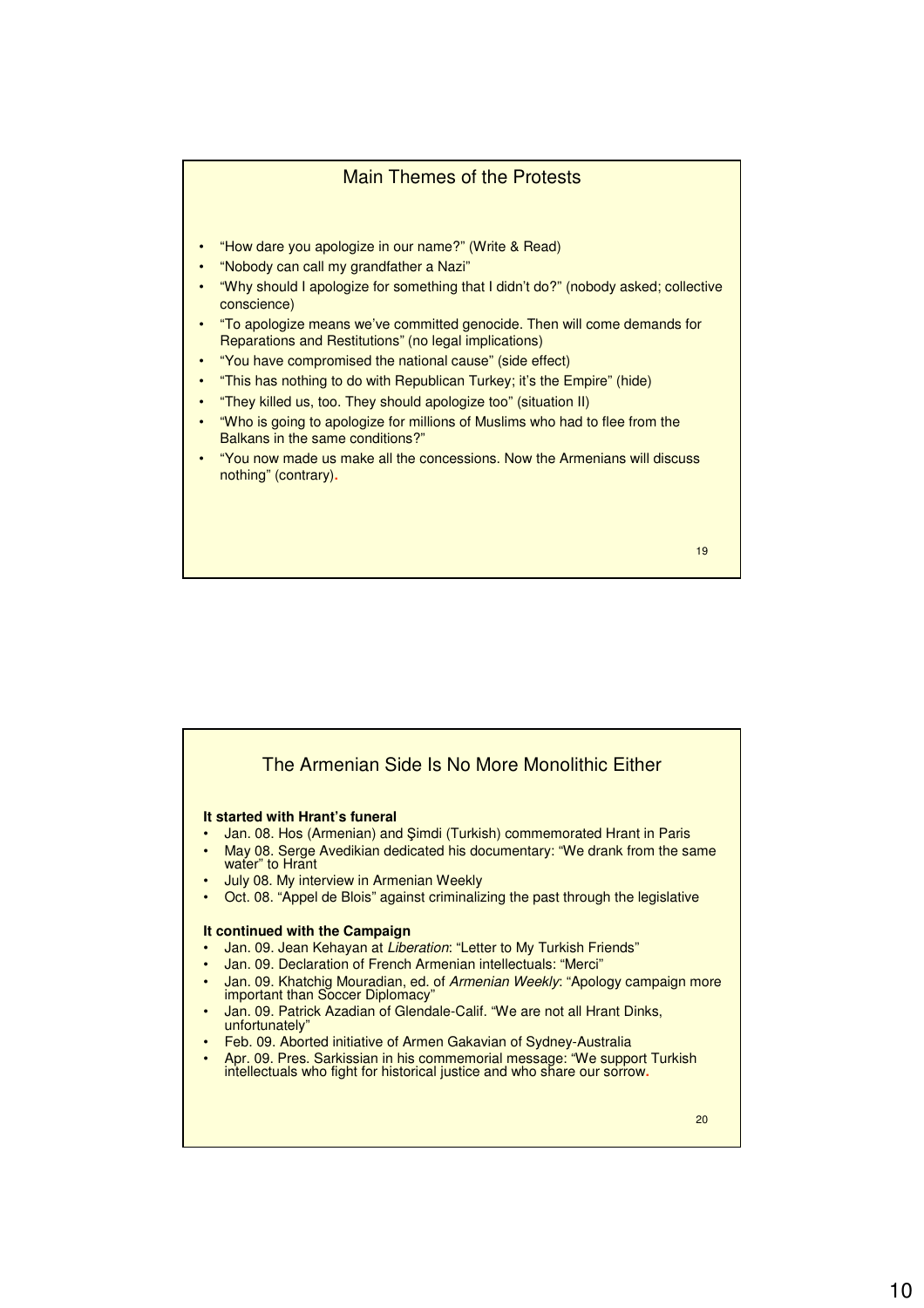## Main Themes of the Protests

- "How dare you apologize in our name?" (Write & Read)
- "Nobody can call my grandfather a Nazi"
- "Why should I apologize for something that I didn't do?" (nobody asked; collective conscience)
- "To apologize means we've committed genocide. Then will come demands for Reparations and Restitutions" (no legal implications)
- "You have compromised the national cause" (side effect)
- "This has nothing to do with Republican Turkey; it's the Empire" (hide)
- "They killed us, too. They should apologize too" (situation II)
- "Who is going to apologize for millions of Muslims who had to flee from the Balkans in the same conditions?"
- "You now made us make all the concessions. Now the Armenians will discuss nothing" (contrary).

## The Armenian Side Is No More Monolithic Either

**It started with Hrant's funeral**

- Jan. 08. Hos (Armenian) and Şimdi (Turkish) commemorated Hrant in Paris
- May 08. Serge Avedikian dedicated his documentary: "We drank from the same water" to Hrant
- July 08. My interview in Armenian Weekly
- Oct. 08. "Appel de Blois" against criminalizing the past through the legislative

**It continued with the Campaign**

- Jan. 09. Jean Kehayan at *Liberation*: "Letter to My Turkish Friends"
- Jan. 09. Declaration of French Armenian intellectuals: "Merci"
- Jan. 09. Khatchig Mouradian, ed. of *Armenian Weekly*: "Apology campaign more important than Soccer Diplomacy"
- Jan. 09. Patrick Azadian of Glendale-Calif. "We are not all Hrant Dinks, unfortunately"
- Feb. 09. Aborted initiative of Armen Gakavian of Sydney-Australia
- Apr. 09. Pres. Sarkissian in his commemorial message: "We support Turkish intellectuals who fight for historical justice and who share our sorrow.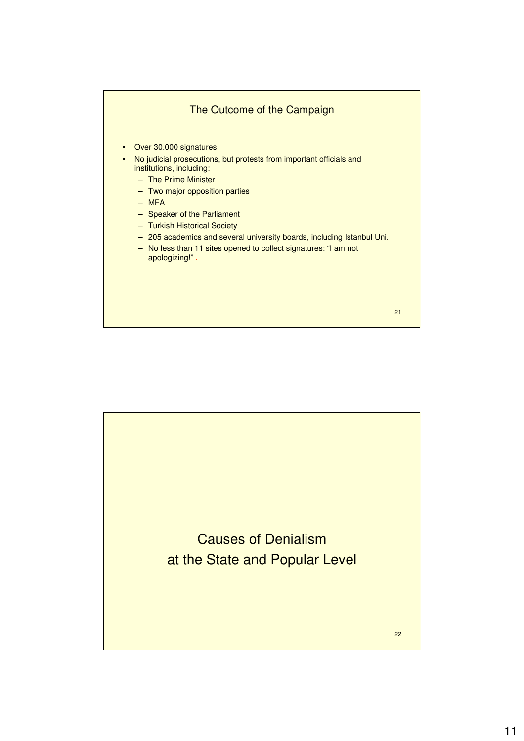## The Outcome of the Campaign

- Over 30.000 signatures
- No judicial prosecutions, but protests from important officials and institutions, including:
  - The Prime Minister
  - Two major opposition parties
  - MFA
  - Speaker of the Parliament
  - Turkish Historical Society
  - 205 academics and several university boards, including Istanbul Uni.
  - No less than 11 sites opened to collect signatures: “I am not apologizing!” .

## Causes of Denialism at the State and Popular Level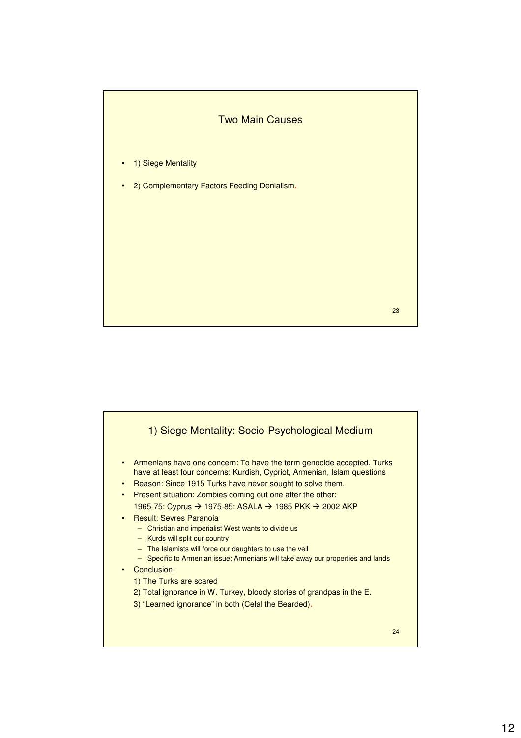## Two Main Causes

- 1) Siege Mentality
- 2) Complementary Factors Feeding Denialism.

## 1) Siege Mentality: Socio-Psychological Medium

- Armenians have one concern: To have the term genocide accepted. Turks have at least four concerns: Kurdish, Cypriot, Armenian, Islam questions
- Reason: Since 1915 Turks have never sought to solve them.
- Present situation: Zombies coming out one after the other:
  1965-75: Cyprus → 1975-85: ASALA → 1985 PKK → 2002 AKP
- Result: Sevres Paranoia
  - Christian and imperialist West wants to divide us
  - Kurds will split our country
  - The Islamists will force our daughters to use the veil
  - Specific to Armenian issue: Armenians will take away our properties and lands
- Conclusion:
  1) The Turks are scared
  2) Total ignorance in W. Turkey, bloody stories of grandpas in the E.
  3) "Learned ignorance" in both (Celal the Bearded).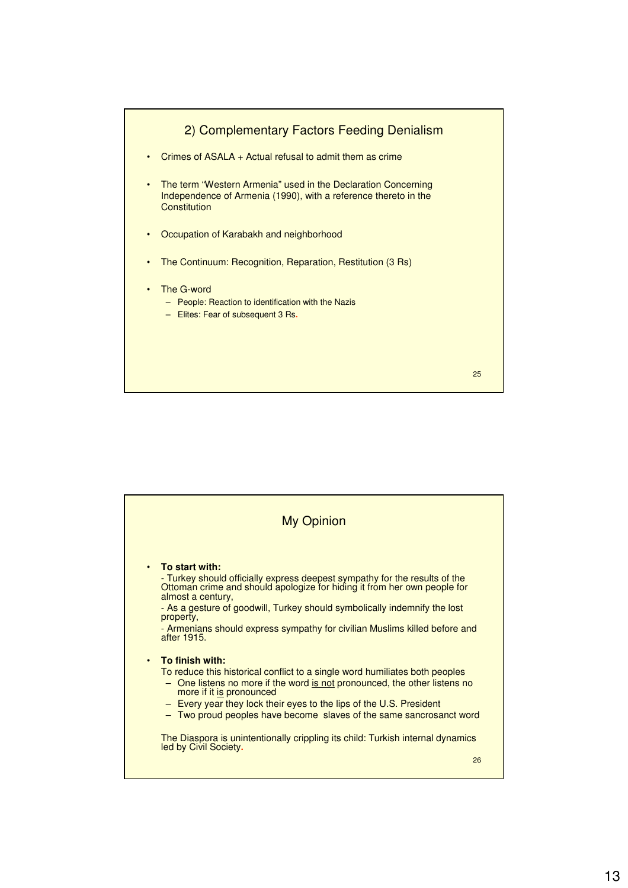## 2) Complementary Factors Feeding Denialism

- Crimes of ASALA + Actual refusal to admit them as crime
- The term "Western Armenia" used in the Declaration Concerning Independence of Armenia (1990), with a reference thereto in the Constitution
- Occupation of Karabakh and neighborhood
- The Continuum: Recognition, Reparation, Restitution (3 Rs)
- The G-word
  - People: Reaction to identification with the Nazis
  - Elites: Fear of subsequent 3 Rs.

## My Opinion

- **To start with:**
  - Turkey should officially express deepest sympathy for the results of the Ottoman crime and should apologize for hiding it from her own people for almost a century,
  - As a gesture of goodwill, Turkey should symbolically indemnify the lost property,
  - Armenians should express sympathy for civilian Muslims killed before and after 1915.
- **To finish with:**

  To reduce this historical conflict to a single word humiliates both peoples
  - One listens no more if the word <u>is not</u> pronounced, the other listens no more if it <u>is</u> pronounced
  - Every year they lock their eyes to the lips of the U.S. President
  - Two proud peoples have become slaves of the same sacrosanct word

  The Diaspora is unintentionally crippling its child: Turkish internal dynamics led by Civil Society.